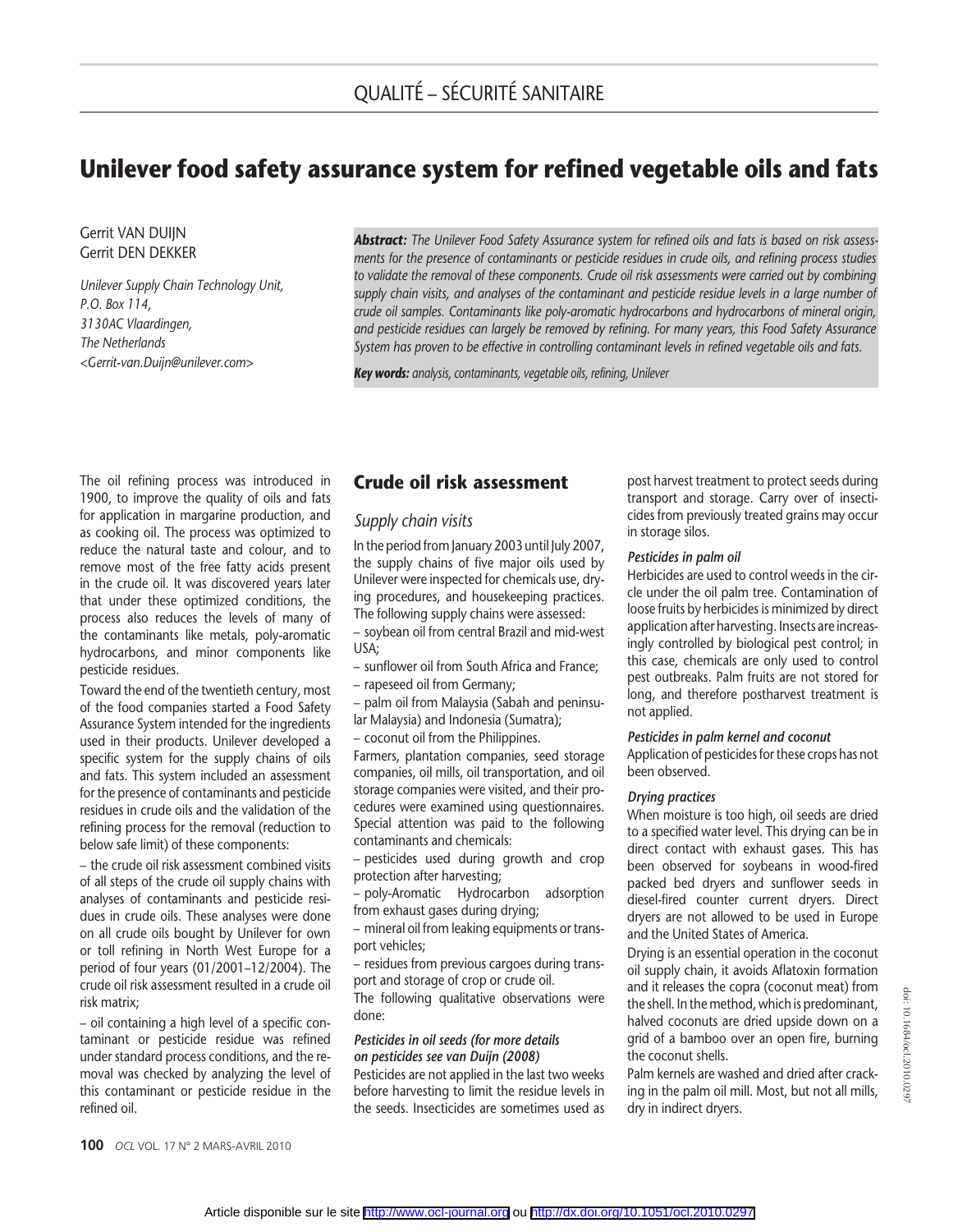QUALITÉ – SÉCURITÉ SANITAIRE

# Unilever food safety assurance system for refined vegetable oils and fats

Gerrit VAN DUIJN
Gerrit DEN DEKKER

*Unilever Supply Chain Technology Unit,*
*P.O. Box 114,*
*3130AC Vlaardingen,*
*The Netherlands*
*<Gerrit-van.Duijn@unilever.com>*

***Abstract:*** *The Unilever Food Safety Assurance system for refined oils and fats is based on risk assessments for the presence of contaminants or pesticide residues in crude oils, and refining process studies to validate the removal of these components. Crude oil risk assessments were carried out by combining supply chain visits, and analyses of the contaminant and pesticide residue levels in a large number of crude oil samples. Contaminants like poly-aromatic hydrocarbons and hydrocarbons of mineral origin, and pesticide residues can largely be removed by refining. For many years, this Food Safety Assurance System has proven to be effective in controlling contaminant levels in refined vegetable oils and fats.*

***Key words:*** *analysis, contaminants, vegetable oils, refining, Unilever*

The oil refining process was introduced in 1900, to improve the quality of oils and fats for application in margarine production, and as cooking oil. The process was optimized to reduce the natural taste and colour, and to remove most of the free fatty acids present in the crude oil. It was discovered years later that under these optimized conditions, the process also reduces the levels of many of the contaminants like metals, poly-aromatic hydrocarbons, and minor components like pesticide residues.

Toward the end of the twentieth century, most of the food companies started a Food Safety Assurance System intended for the ingredients used in their products. Unilever developed a specific system for the supply chains of oils and fats. This system included an assessment for the presence of contaminants and pesticide residues in crude oils and the validation of the refining process for the removal (reduction to below safe limit) of these components:

– the crude oil risk assessment combined visits of all steps of the crude oil supply chains with analyses of contaminants and pesticide residues in crude oils. These analyses were done on all crude oils bought by Unilever for own or toll refining in North West Europe for a period of four years (01/2001–12/2004). The crude oil risk assessment resulted in a crude oil risk matrix;

– oil containing a high level of a specific contaminant or pesticide residue was refined under standard process conditions, and the removal was checked by analyzing the level of this contaminant or pesticide residue in the refined oil.

## Crude oil risk assessment

### Supply chain visits

In the period from January 2003 until July 2007, the supply chains of five major oils used by Unilever were inspected for chemicals use, drying procedures, and housekeeping practices. The following supply chains were assessed:

– soybean oil from central Brazil and mid-west USA;
– sunflower oil from South Africa and France;
– rapeseed oil from Germany;
– palm oil from Malaysia (Sabah and peninsular Malaysia) and Indonesia (Sumatra);
– coconut oil from the Philippines.

Farmers, plantation companies, seed storage companies, oil mills, oil transportation, and oil storage companies were visited, and their procedures were examined using questionnaires. Special attention was paid to the following contaminants and chemicals:

– pesticides used during growth and crop protection after harvesting;
– poly-Aromatic Hydrocarbon adsorption from exhaust gases during drying;
– mineral oil from leaking equipments or transport vehicles;
– residues from previous cargoes during transport and storage of crop or crude oil.

The following qualitative observations were done:

#### *Pesticides in oil seeds (for more details on pesticides see van Duijn (2008)*

Pesticides are not applied in the last two weeks before harvesting to limit the residue levels in the seeds. Insecticides are sometimes used as post harvest treatment to protect seeds during transport and storage. Carry over of insecticides from previously treated grains may occur in storage silos.

#### *Pesticides in palm oil*

Herbicides are used to control weeds in the circle under the oil palm tree. Contamination of loose fruits by herbicides is minimized by direct application after harvesting. Insects are increasingly controlled by biological pest control; in this case, chemicals are only used to control pest outbreaks. Palm fruits are not stored for long, and therefore postharvest treatment is not applied.

#### *Pesticides in palm kernel and coconut*

Application of pesticides for these crops has not been observed.

#### *Drying practices*

When moisture is too high, oil seeds are dried to a specified water level. This drying can be in direct contact with exhaust gases. This has been observed for soybeans in wood-fired packed bed dryers and sunflower seeds in diesel-fired counter current dryers. Direct dryers are not allowed to be used in Europe and the United States of America.

Drying is an essential operation in the coconut oil supply chain, it avoids Aflatoxin formation and it releases the copra (coconut meat) from the shell. In the method, which is predominant, halved coconuts are dried upside down on a grid of a bamboo over an open fire, burning the coconut shells.

Palm kernels are washed and dried after cracking in the palm oil mill. Most, but not all mills, dry in indirect dryers.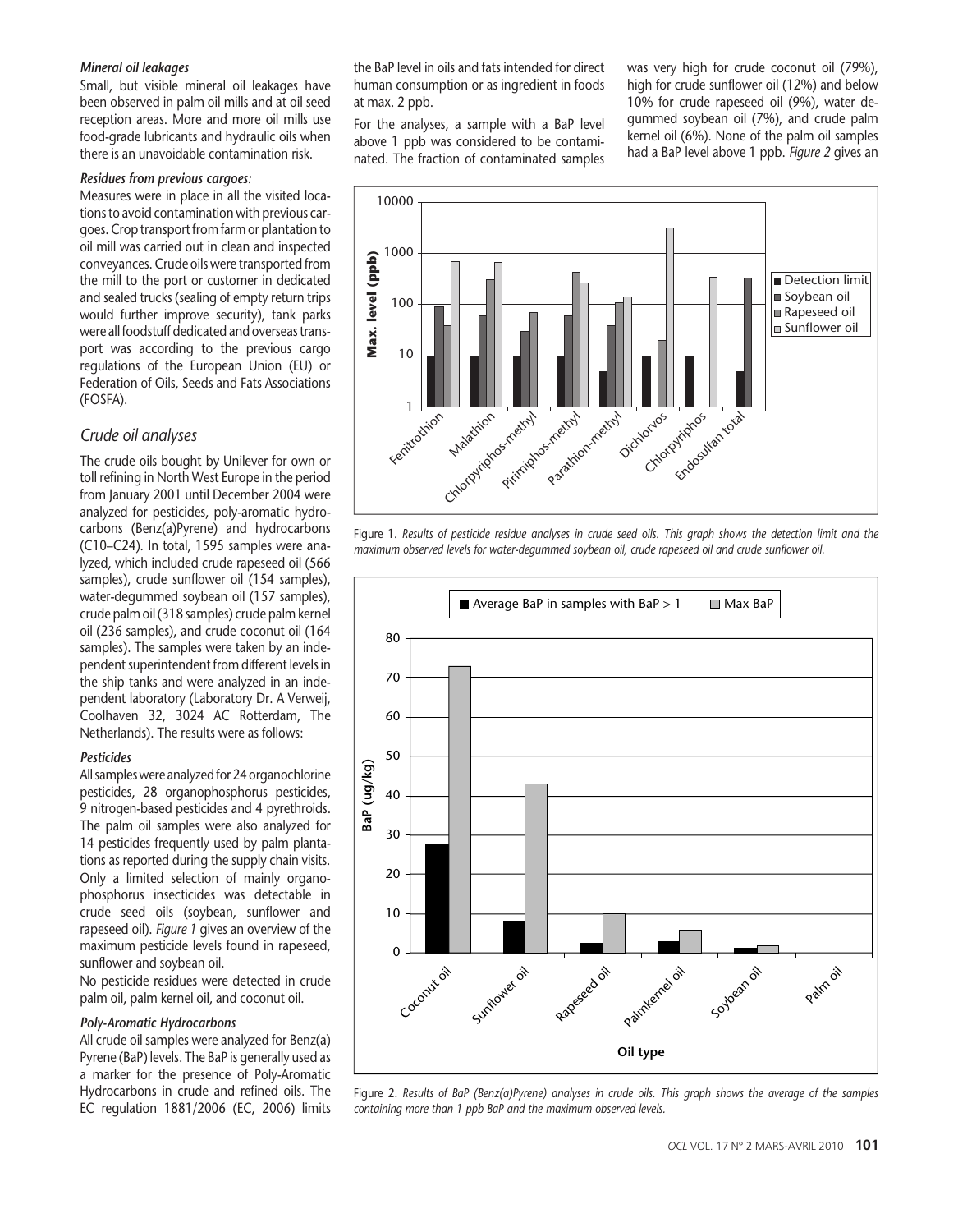#### *Mineral oil leakages*

Small, but visible mineral oil leakages have been observed in palm oil mills and at oil seed reception areas. More and more oil mills use food-grade lubricants and hydraulic oils when there is an unavoidable contamination risk.

#### *Residues from previous cargoes:*

Measures were in place in all the visited locations to avoid contamination with previous cargoes. Crop transport from farm or plantation to oil mill was carried out in clean and inspected conveyances. Crude oils were transported from the mill to the port or customer in dedicated and sealed trucks (sealing of empty return trips would further improve security), tank parks were all foodstuff dedicated and overseas transport was according to the previous cargo regulations of the European Union (EU) or Federation of Oils, Seeds and Fats Associations (FOSFA).

## *Crude oil analyses*

The crude oils bought by Unilever for own or toll refining in North West Europe in the period from January 2001 until December 2004 were analyzed for pesticides, poly-aromatic hydrocarbons (Benz(a)Pyrene) and hydrocarbons (C10–C24). In total, 1595 samples were analyzed, which included crude rapeseed oil (566 samples), crude sunflower oil (154 samples), water-degummed soybean oil (157 samples), crude palm oil (318 samples) crude palm kernel oil (236 samples), and crude coconut oil (164 samples). The samples were taken by an independent superintendent from different levels in the ship tanks and were analyzed in an independent laboratory (Laboratory Dr. A Verweij, Coolhaven 32, 3024 AC Rotterdam, The Netherlands). The results were as follows:

#### *Pesticides*

All samples were analyzed for 24 organochlorine pesticides, 28 organophosphorus pesticides, 9 nitrogen-based pesticides and 4 pyrethroids. The palm oil samples were also analyzed for 14 pesticides frequently used by palm plantations as reported during the supply chain visits. Only a limited selection of mainly organophosphorus insecticides was detectable in crude seed oils (soybean, sunflower and rapeseed oil). *Figure 1* gives an overview of the maximum pesticide levels found in rapeseed, sunflower and soybean oil.

No pesticide residues were detected in crude palm oil, palm kernel oil, and coconut oil.

#### *Poly-Aromatic Hydrocarbons*

All crude oil samples were analyzed for Benz(a) Pyrene (BaP) levels. The BaP is generally used as a marker for the presence of Poly-Aromatic Hydrocarbons in crude and refined oils. The EC regulation 1881/2006 (EC, 2006) limits the BaP level in oils and fats intended for direct human consumption or as ingredient in foods at max. 2 ppb.

For the analyses, a sample with a BaP level above 1 ppb was considered to be contaminated. The fraction of contaminated samples was very high for crude coconut oil (79%), high for crude sunflower oil (12%) and below 10% for crude rapeseed oil (9%), water degummed soybean oil (7%), and crude palm kernel oil (6%). None of the palm oil samples had a BaP level above 1 ppb. *Figure 2* gives an

Figure 1. *Results of pesticide residue analyses in crude seed oils. This graph shows the detection limit and the maximum observed levels for water-degummed soybean oil, crude rapeseed oil and crude sunflower oil.*

Figure 2. *Results of BaP (Benz(a)Pyrene) analyses in crude oils. This graph shows the average of the samples containing more than 1 ppb BaP and the maximum observed levels.*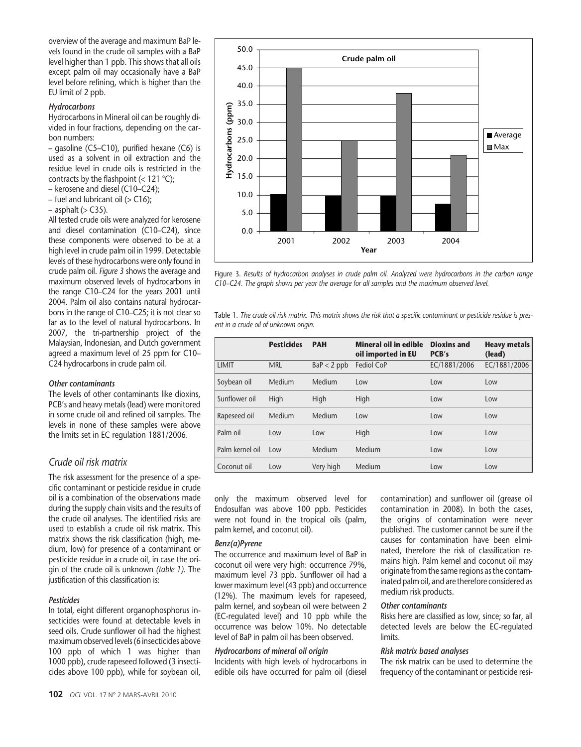overview of the average and maximum BaP levels found in the crude oil samples with a BaP level higher than 1 ppb. This shows that all oils except palm oil may occasionally have a BaP level before refining, which is higher than the EU limit of 2 ppb.

#### *Hydrocarbons*

Hydrocarbons in Mineral oil can be roughly divided in four fractions, depending on the carbon numbers:

– gasoline (C5–C10), purified hexane (C6) is used as a solvent in oil extraction and the residue level in crude oils is restricted in the contracts by the flashpoint (< 121 °C);
– kerosene and diesel (C10–C24);
– fuel and lubricant oil (> C16);
– asphalt (> C35).

All tested crude oils were analyzed for kerosene and diesel contamination (C10–C24), since these components were observed to be at a high level in crude palm oil in 1999. Detectable levels of these hydrocarbons were only found in crude palm oil. *Figure 3* shows the average and maximum observed levels of hydrocarbons in the range C10–C24 for the years 2001 until 2004. Palm oil also contains natural hydrocarbons in the range of C10–C25; it is not clear so far as to the level of natural hydrocarbons. In 2007, the tri-partnership project of the Malaysian, Indonesian, and Dutch government agreed a maximum level of 25 ppm for C10–C24 hydrocarbons in crude palm oil.

Figure 3. *Results of hydrocarbon analyses in crude palm oil. Analyzed were hydrocarbons in the carbon range C10–C24. The graph shows per year the average for all samples and the maximum observed level.*

#### *Other contaminants*

The levels of other contaminants like dioxins, PCB's and heavy metals (lead) were monitored in some crude oil and refined oil samples. The levels in none of these samples were above the limits set in EC regulation 1881/2006.

## *Crude oil risk matrix*

The risk assessment for the presence of a specific contaminant or pesticide residue in crude oil is a combination of the observations made during the supply chain visits and the results of the crude oil analyses. The identified risks are used to establish a crude oil risk matrix. This matrix shows the risk classification (high, medium, low) for presence of a contaminant or pesticide residue in a crude oil, in case the origin of the crude oil is unknown *(table 1)*. The justification of this classification is:

Table 1. *The crude oil risk matrix. This matrix shows the risk that a specific contaminant or pesticide residue is present in a crude oil of unknown origin.*

| | **Pesticides** | **PAH** | **Mineral oil in edible oil imported in EU** | **Dioxins and PCB's** | **Heavy metals (lead)** |
|---|---|---|---|---|---|
| LIMIT | MRL | BaP < 2 ppb | Fediol CoP | EC/1881/2006 | EC/1881/2006 |
| Soybean oil | Medium | Medium | Low | Low | Low |
| Sunflower oil | High | High | High | Low | Low |
| Rapeseed oil | Medium | Medium | Low | Low | Low |
| Palm oil | Low | Low | High | Low | Low |
| Palm kernel oil | Low | Medium | Medium | Low | Low |
| Coconut oil | Low | Very high | Medium | Low | Low |

#### *Pesticides*

In total, eight different organophosphorus insecticides were found at detectable levels in seed oils. Crude sunflower oil had the highest maximum observed levels (6 insecticides above 100 ppb of which 1 was higher than 1000 ppb), crude rapeseed followed (3 insecticides above 100 ppb), while for soybean oil, only the maximum observed level for Endosulfan was above 100 ppb. Pesticides were not found in the tropical oils (palm, palm kernel, and coconut oil).

#### *Benz(a)Pyrene*

The occurrence and maximum level of BaP in coconut oil were very high: occurrence 79%, maximum level 73 ppb. Sunflower oil had a lower maximum level (43 ppb) and occurrence (12%). The maximum levels for rapeseed, palm kernel, and soybean oil were between 2 (EC-regulated level) and 10 ppb while the occurrence was below 10%. No detectable level of BaP in palm oil has been observed.

#### *Hydrocarbons of mineral oil origin*

Incidents with high levels of hydrocarbons in edible oils have occurred for palm oil (diesel contamination) and sunflower oil (grease oil contamination in 2008). In both the cases, the origins of contamination were never published. The customer cannot be sure if the causes for contamination have been eliminated, therefore the risk of classification remains high. Palm kernel and coconut oil may originate from the same regions as the contaminated palm oil, and are therefore considered as medium risk products.

#### *Other contaminants*

Risks here are classified as low, since; so far, all detected levels are below the EC-regulated limits.

#### *Risk matrix based analyses*

The risk matrix can be used to determine the frequency of the contaminant or pesticide resi-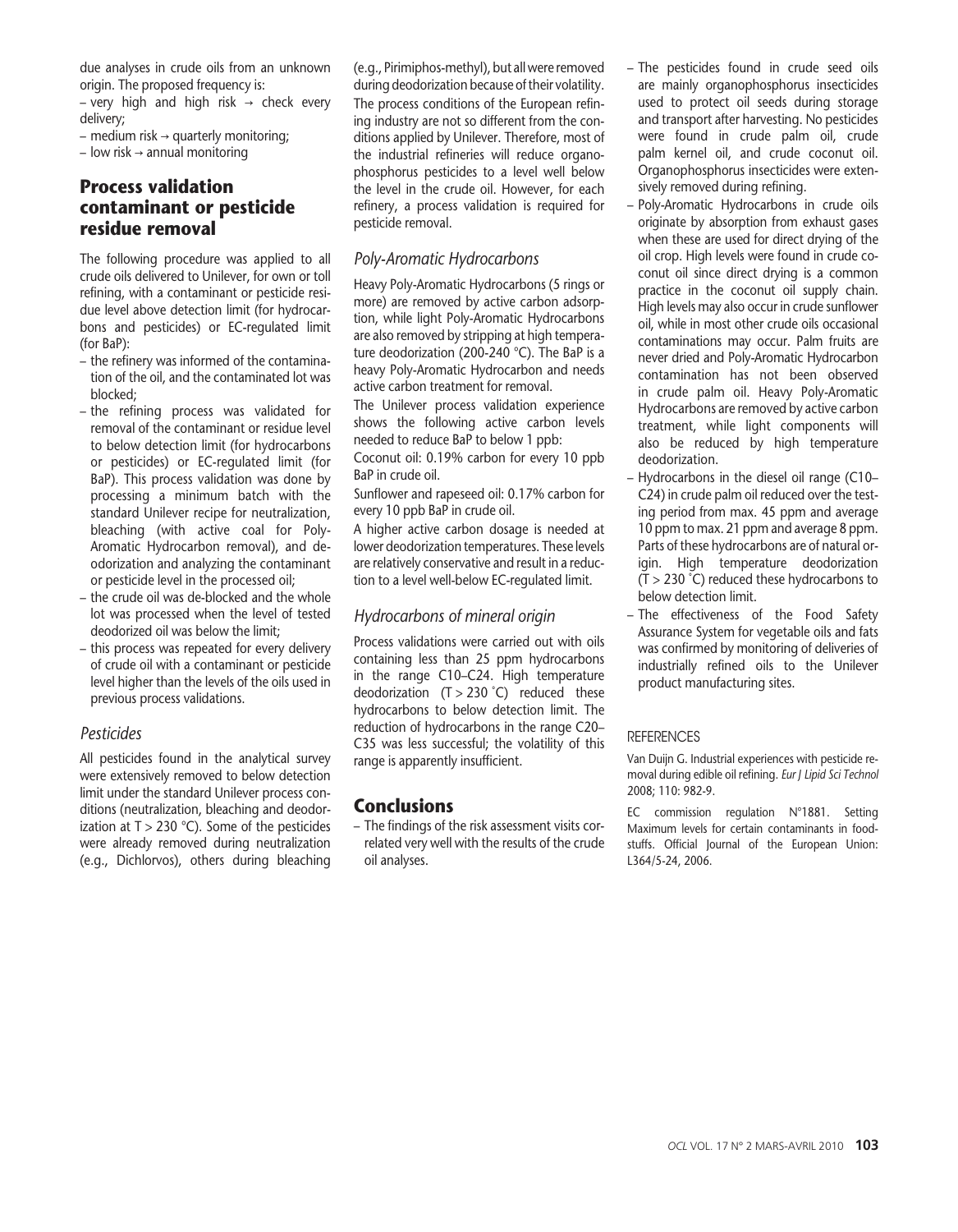due analyses in crude oils from an unknown origin. The proposed frequency is:

– very high and high risk → check every delivery;
– medium risk → quarterly monitoring;
– low risk → annual monitoring

## Process validation contaminant or pesticide residue removal

The following procedure was applied to all crude oils delivered to Unilever, for own or toll refining, with a contaminant or pesticide residue level above detection limit (for hydrocarbons and pesticides) or EC-regulated limit (for BaP):

– the refinery was informed of the contamination of the oil, and the contaminated lot was blocked;
– the refining process was validated for removal of the contaminant or residue level to below detection limit (for hydrocarbons or pesticides) or EC-regulated limit (for BaP). This process validation was done by processing a minimum batch with the standard Unilever recipe for neutralization, bleaching (with active coal for Poly-Aromatic Hydrocarbon removal), and deodorization and analyzing the contaminant or pesticide level in the processed oil;
– the crude oil was de-blocked and the whole lot was processed when the level of tested deodorized oil was below the limit;
– this process was repeated for every delivery of crude oil with a contaminant or pesticide level higher than the levels of the oils used in previous process validations.

### *Pesticides*

All pesticides found in the analytical survey were extensively removed to below detection limit under the standard Unilever process conditions (neutralization, bleaching and deodorization at T > 230 °C). Some of the pesticides were already removed during neutralization (e.g., Dichlorvos), others during bleaching (e.g., Pirimiphos-methyl), but all were removed during deodorization because of their volatility. The process conditions of the European refining industry are not so different from the conditions applied by Unilever. Therefore, most of the industrial refineries will reduce organophosphorus pesticides to a level well below the level in the crude oil. However, for each refinery, a process validation is required for pesticide removal.

### *Poly-Aromatic Hydrocarbons*

Heavy Poly-Aromatic Hydrocarbons (5 rings or more) are removed by active carbon adsorption, while light Poly-Aromatic Hydrocarbons are also removed by stripping at high temperature deodorization (200-240 °C). The BaP is a heavy Poly-Aromatic Hydrocarbon and needs active carbon treatment for removal.

The Unilever process validation experience shows the following active carbon levels needed to reduce BaP to below 1 ppb:

Coconut oil: 0.19% carbon for every 10 ppb BaP in crude oil.

Sunflower and rapeseed oil: 0.17% carbon for every 10 ppb BaP in crude oil.

A higher active carbon dosage is needed at lower deodorization temperatures. These levels are relatively conservative and result in a reduction to a level well-below EC-regulated limit.

### *Hydrocarbons of mineral origin*

Process validations were carried out with oils containing less than 25 ppm hydrocarbons in the range C10–C24. High temperature deodorization (T > 230 °C) reduced these hydrocarbons to below detection limit. The reduction of hydrocarbons in the range C20–C35 was less successful; the volatility of this range is apparently insufficient.

## Conclusions

– The findings of the risk assessment visits correlated very well with the results of the crude oil analyses.
– The pesticides found in crude seed oils are mainly organophosphorus insecticides used to protect oil seeds during storage and transport after harvesting. No pesticides were found in crude palm oil, crude palm kernel oil, and crude coconut oil. Organophosphorus insecticides were extensively removed during refining.
– Poly-Aromatic Hydrocarbons in crude oils originate by absorption from exhaust gases when these are used for direct drying of the oil crop. High levels were found in crude coconut oil since direct drying is a common practice in the coconut oil supply chain. High levels may also occur in crude sunflower oil, while in most other crude oils occasional contaminations may occur. Palm fruits are never dried and Poly-Aromatic Hydrocarbon contamination has not been observed in crude palm oil. Heavy Poly-Aromatic Hydrocarbons are removed by active carbon treatment, while light components will also be reduced by high temperature deodorization.
– Hydrocarbons in the diesel oil range (C10–C24) in crude palm oil reduced over the testing period from max. 45 ppm and average 10 ppm to max. 21 ppm and average 8 ppm. Parts of these hydrocarbons are of natural origin. High temperature deodorization (T > 230 °C) reduced these hydrocarbons to below detection limit.
– The effectiveness of the Food Safety Assurance System for vegetable oils and fats was confirmed by monitoring of deliveries of industrially refined oils to the Unilever product manufacturing sites.

#### REFERENCES

Van Duijn G. Industrial experiences with pesticide removal during edible oil refining. *Eur J Lipid Sci Technol* 2008; 110: 982-9.

EC commission regulation N°1881. Setting Maximum levels for certain contaminants in foodstuffs. Official Journal of the European Union: L364/5-24, 2006.